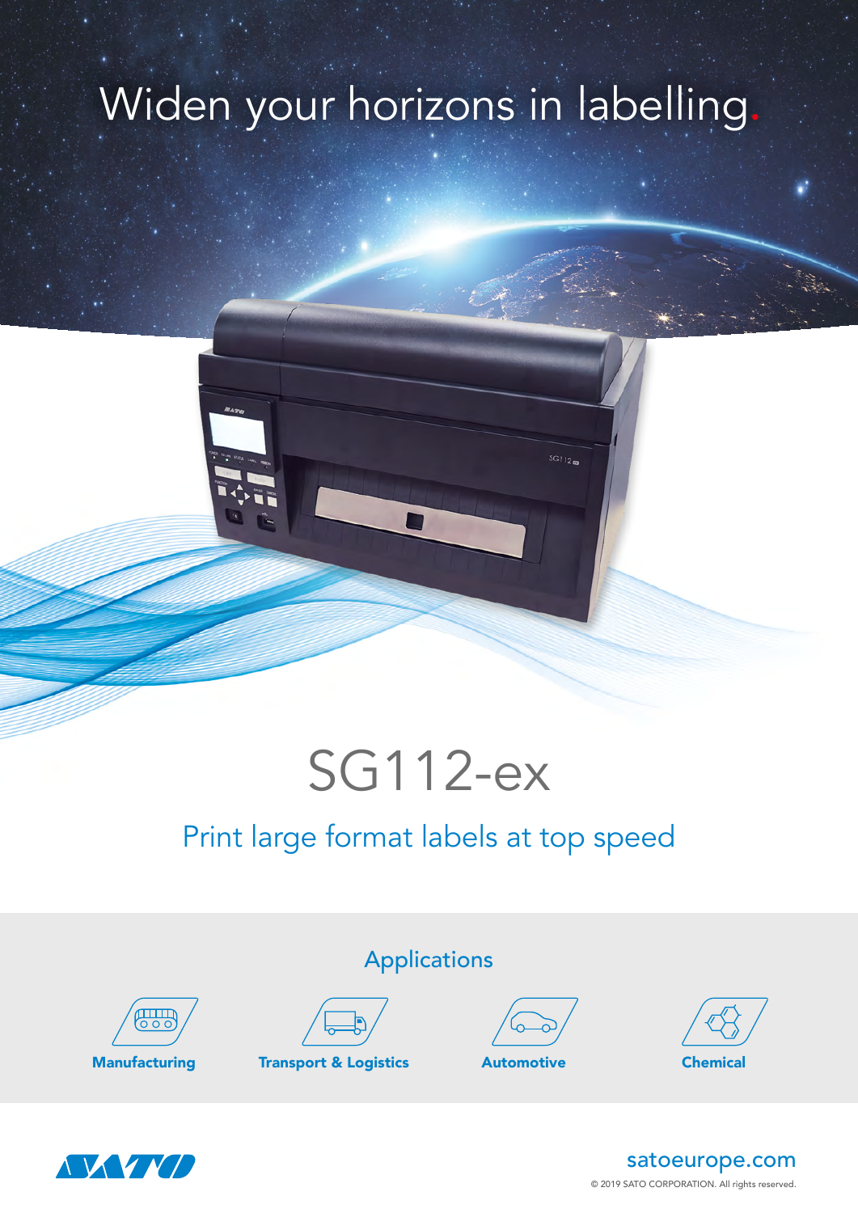# Widen your horizons in labelling.

# SG112-ex

## Print large format labels at top speed

### Applications

- Manufacturing
- Transport & Logistics
- Automotive
- Chemical

satoeurope.com

© 2019 SATO CORPORATION. All rights reserved.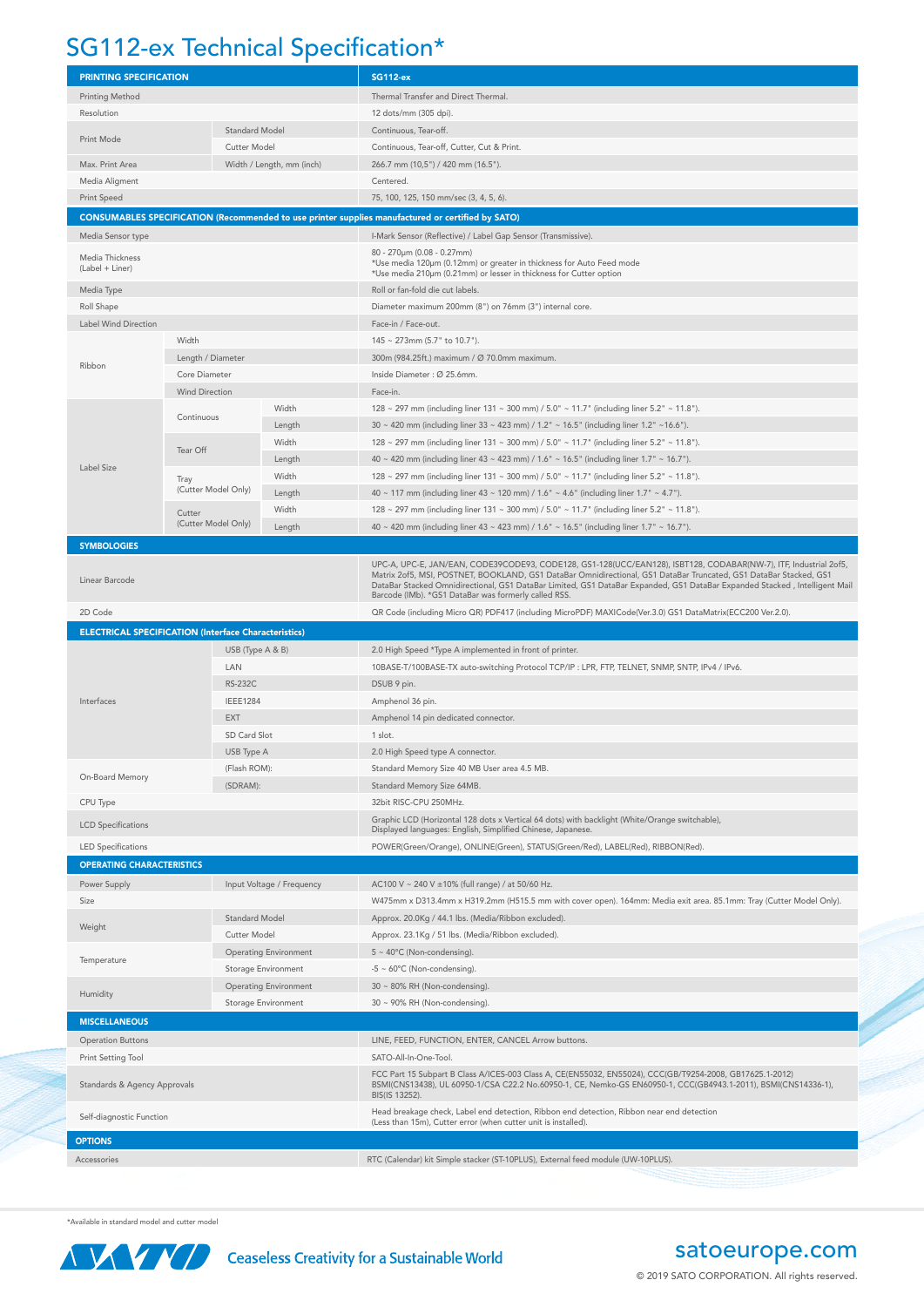# SG112-ex Technical Specification*

| PRINTING SPECIFICATION | | | SG112-ex |
|---|---|---|---|
| Printing Method | | | Thermal Transfer and Direct Thermal. |
| Resolution | | | 12 dots/mm (305 dpi). |
| Print Mode | Standard Model | | Continuous, Tear-off. |
| | Cutter Model | | Continuous, Tear-off, Cutter, Cut & Print. |
| Max. Print Area | Width / Length, mm (inch) | | 266.7 mm (10,5") / 420 mm (16.5"). |
| Media Aligment | | | Centered. |
| Print Speed | | | 75, 100, 125, 150 mm/sec (3, 4, 5, 6). |
| **CONSUMABLES SPECIFICATION (Recommended to use printer supplies manufactured or certified by SATO)** | | | |
| Media Sensor type | | | I-Mark Sensor (Reflective) / Label Gap Sensor (Transmissive). |
| Media Thickness (Label + Liner) | | | 80 - 270µm (0.08 - 0.27mm) *Use media 120µm (0.12mm) or greater in thickness for Auto Feed mode *Use media 210µm (0.21mm) or lesser in thickness for Cutter option |
| Media Type | | | Roll or fan-fold die cut labels. |
| Roll Shape | | | Diameter maximum 200mm (8") on 76mm (3") internal core. |
| Label Wind Direction | | | Face-in / Face-out. |
| Ribbon | Width | | 145 ~ 273mm (5.7" to 10.7"). |
| | Length / Diameter | | 300m (984.25ft.) maximum / Ø 70.0mm maximum. |
| | Core Diameter | | Inside Diameter : Ø 25.6mm. |
| | Wind Direction | | Face-in. |
| Label Size | Continuous | Width | 128 ~ 297 mm (including liner 131 ~ 300 mm) / 5.0" ~ 11.7" (including liner 5.2" ~ 11.8"). |
| | | Length | 30 ~ 420 mm (including liner 33 ~ 423 mm) / 1.2" ~ 16.5" (including liner 1.2" ~16.6"). |
| | Tear Off | Width | 128 ~ 297 mm (including liner 131 ~ 300 mm) / 5.0" ~ 11.7" (including liner 5.2" ~ 11.8"). |
| | | Length | 40 ~ 420 mm (including liner 43 ~ 423 mm) / 1.6" ~ 16.5" (including liner 1.7" ~ 16.7"). |
| | Tray (Cutter Model Only) | Width | 128 ~ 297 mm (including liner 131 ~ 300 mm) / 5.0" ~ 11.7" (including liner 5.2" ~ 11.8"). |
| | | Length | 40 ~ 117 mm (including liner 43 ~ 120 mm) / 1.6" ~ 4.6" (including liner 1.7" ~ 4.7"). |
| | Cutter (Cutter Model Only) | Width | 128 ~ 297 mm (including liner 131 ~ 300 mm) / 5.0" ~ 11.7" (including liner 5.2" ~ 11.8"). |
| | | Length | 40 ~ 420 mm (including liner 43 ~ 423 mm) / 1.6" ~ 16.5" (including liner 1.7" ~ 16.7"). |
| **SYMBOLOGIES** | | | |
| Linear Barcode | | | UPC-A, UPC-E, JAN/EAN, CODE39CODE93, CODE128, GS1-128(UCC/EAN128), ISBT128, CODABAR(NW-7), ITF, Industrial 2of5, Matrix 2of5, MSI, POSTNET, BOOKLAND, GS1 DataBar Omnidirectional, GS1 DataBar Truncated, GS1 DataBar Stacked, GS1 DataBar Stacked Omnidirectional, GS1 DataBar Limited, GS1 DataBar Expanded, GS1 DataBar Expanded Stacked , Intelligent Mail Barcode (IMb). *GS1 DataBar was formerly called RSS. |
| 2D Code | | | QR Code (including Micro QR) PDF417 (including MicroPDF) MAXICode(Ver.3.0) GS1 DataMatrix(ECC200 Ver.2.0). |
| **ELECTRICAL SPECIFICATION (Interface Characteristics)** | | | |
| Interfaces | USB (Type A & B) | | 2.0 High Speed *Type A implemented in front of printer. |
| | LAN | | 10BASE-T/100BASE-TX auto-switching Protocol TCP/IP : LPR, FTP, TELNET, SNMP, SNTP, IPv4 / IPv6. |
| | RS-232C | | DSUB 9 pin. |
| | IEEE1284 | | Amphenol 36 pin. |
| | EXT | | Amphenol 14 pin dedicated connector. |
| | SD Card Slot | | 1 slot. |
| | USB Type A | | 2.0 High Speed type A connector. |
| On-Board Memory | (Flash ROM): | | Standard Memory Size 40 MB User area 4.5 MB. |
| | (SDRAM): | | Standard Memory Size 64MB. |
| CPU Type | | | 32bit RISC-CPU 250MHz. |
| LCD Specifications | | | Graphic LCD (Horizontal 128 dots x Vertical 64 dots) with backlight (White/Orange switchable), Displayed languages: English, Simplified Chinese, Japanese. |
| LED Specifications | | | POWER(Green/Orange), ONLINE(Green), STATUS(Green/Red), LABEL(Red), RIBBON(Red). |
| **OPERATING CHARACTERISTICS** | | | |
| Power Supply | Input Voltage / Frequency | | AC100 V ~ 240 V ±10% (full range) / at 50/60 Hz. |
| Size | | | W475mm x D313.4mm x H319.2mm (H515.5 mm with cover open). 164mm: Media exit area. 85.1mm: Tray (Cutter Model Only). |
| Weight | Standard Model | | Approx. 20.0Kg / 44.1 lbs. (Media/Ribbon excluded). |
| | Cutter Model | | Approx. 23.1Kg / 51 lbs. (Media/Ribbon excluded). |
| Temperature | Operating Environment | | 5 ~ 40°C (Non-condensing). |
| | Storage Environment | | -5 ~ 60°C (Non-condensing). |
| Humidity | Operating Environment | | 30 ~ 80% RH (Non-condensing). |
| | Storage Environment | | 30 ~ 90% RH (Non-condensing). |
| **MISCELLANEOUS** | | | |
| Operation Buttons | | | LINE, FEED, FUNCTION, ENTER, CANCEL Arrow buttons. |
| Print Setting Tool | | | SATO-All-In-One-Tool. |
| Standards & Agency Approvals | | | FCC Part 15 Subpart B Class A/ICES-003 Class A, CE(EN55032, EN55024), CCC(GB/T9254-2008, GB17625.1-2012) BSMI(CNS13438), UL 60950-1/CSA C22.2 No.60950-1, CE, Nemko-GS EN60950-1, CCC(GB4943.1-2011), BSMI(CNS14336-1), BIS(IS 13252). |
| Self-diagnostic Function | | | Head breakage check, Label end detection, Ribbon end detection, Ribbon near end detection (Less than 15m), Cutter error (when cutter unit is installed). |
| **OPTIONS** | | | |
| Accessories | | | RTC (Calendar) kit Simple stacker (ST-10PLUS), External feed module (UW-10PLUS). |

*Available in standard model and cutter model

Ceaseless Creativity for a Sustainable World

satoeurope.com

© 2019 SATO CORPORATION. All rights reserved.